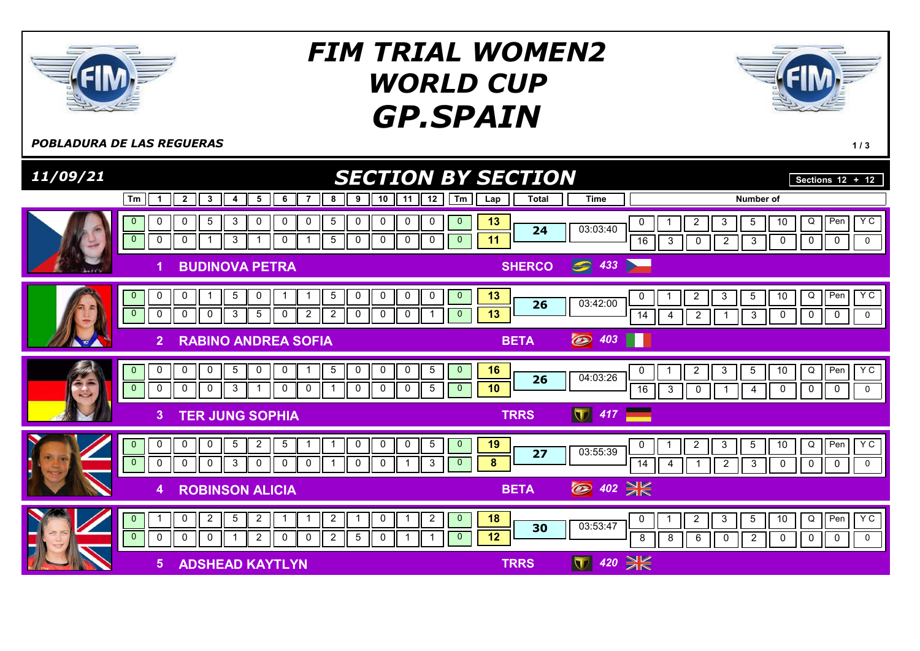# FIM TRIAL WOMEN2 WORLD CUP GP.SPAIN

***POBLADURA DE LAS REGUERAS***

## *11/09/21* — *SECTION BY SECTION*

**Sections 12 + 12**

| Pos | Rider | Motorcycle | No. | Tm | 1 | 2 | 3 | 4 | 5 | 6 | 7 | 8 | 9 | 10 | 11 | 12 | Tm | Lap | Total | Time | 0 | 1 | 2 | 3 | 5 | 10 | Q | Pen | Y C |
|---|---|---|---|---|---|---|---|---|---|---|---|---|---|---|---|---|---|---|---|---|---|---|---|---|---|---|---|---|---|
| 1 | BUDINOVA PETRA | SHERCO | 433 | 0 | 0 | 0 | 5 | 3 | 0 | 0 | 0 | 5 | 0 | 0 | 0 | 0 | 0 | 13 | 24 | 03:03:40 | 16 | 3 | 0 | 2 | 3 | 0 | 0 | 0 | 0 |
| | | | | 0 | 0 | 0 | 1 | 3 | 1 | 0 | 1 | 5 | 0 | 0 | 0 | 0 | 0 | 11 | | | | | | | | | | | |
| 2 | RABINO ANDREA SOFIA | BETA | 403 | 0 | 0 | 0 | 1 | 5 | 0 | 1 | 1 | 5 | 0 | 0 | 0 | 0 | 0 | 13 | 26 | 03:42:00 | 14 | 4 | 2 | 1 | 3 | 0 | 0 | 0 | 0 |
| | | | | 0 | 0 | 0 | 0 | 3 | 5 | 0 | 2 | 2 | 0 | 0 | 0 | 1 | 0 | 13 | | | | | | | | | | | |
| 3 | TER JUNG SOPHIA | TRRS | 417 | 0 | 0 | 0 | 0 | 5 | 0 | 0 | 1 | 5 | 0 | 0 | 0 | 5 | 0 | 16 | 26 | 04:03:26 | 16 | 3 | 0 | 1 | 4 | 0 | 0 | 0 | 0 |
| | | | | 0 | 0 | 0 | 0 | 3 | 1 | 0 | 0 | 1 | 0 | 0 | 0 | 5 | 0 | 10 | | | | | | | | | | | |
| 4 | ROBINSON ALICIA | BETA | 402 | 0 | 0 | 0 | 0 | 5 | 2 | 5 | 1 | 1 | 0 | 0 | 0 | 5 | 0 | 19 | 27 | 03:55:39 | 14 | 4 | 1 | 2 | 3 | 0 | 0 | 0 | 0 |
| | | | | 0 | 0 | 0 | 0 | 3 | 0 | 0 | 0 | 1 | 0 | 0 | 1 | 3 | 0 | 8 | | | | | | | | | | | |
| 5 | ADSHEAD KAYTLYN | TRRS | 420 | 0 | 1 | 0 | 2 | 5 | 2 | 1 | 1 | 2 | 1 | 0 | 1 | 2 | 0 | 18 | 30 | 03:53:47 | 8 | 8 | 6 | 0 | 2 | 0 | 0 | 0 | 0 |
| | | | | 0 | 0 | 0 | 0 | 1 | 2 | 0 | 0 | 2 | 5 | 0 | 1 | 1 | 0 | 12 | | | | | | | | | | | |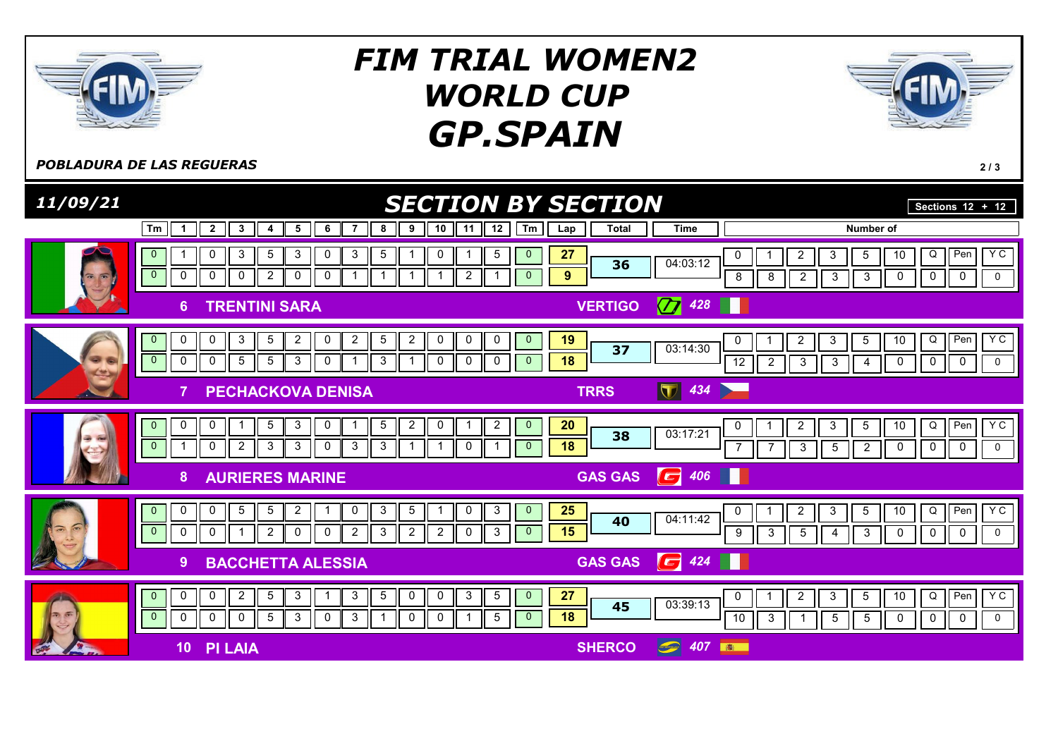# FIM TRIAL WOMEN2 WORLD CUP GP.SPAIN

*POBLADURA DE LAS REGUERAS*

## 11/09/21 — SECTION BY SECTION

Sections 12 + 12

| Pos | Rider | Lap | Tm | 1 | 2 | 3 | 4 | 5 | 6 | 7 | 8 | 9 | 10 | 11 | 12 | Tm | Lap total | Total | Time | Number of 0 | 1 | 2 | 3 | 5 | 10 | Q | Pen | Y C |
|---|---|---|---|---|---|---|---|---|---|---|---|---|---|---|---|---|---|---|---|---|---|---|---|---|---|---|---|---|
| 6 | TRENTINI SARA (VERTIGO, 428, ITA) | 1 | 0 | 1 | 0 | 3 | 5 | 3 | 0 | 3 | 5 | 1 | 0 | 1 | 5 | 0 | 27 | 36 | 04:03:12 | 8 | 8 | 2 | 3 | 3 | 0 | 0 | 0 | 0 |
| | | 2 | 0 | 0 | 0 | 0 | 2 | 0 | 0 | 1 | 1 | 1 | 1 | 2 | 1 | 0 | 9 | | | | | | | | | | | |
| 7 | PECHACKOVA DENISA (TRRS, 434, CZE) | 1 | 0 | 0 | 0 | 3 | 5 | 2 | 0 | 2 | 5 | 2 | 0 | 0 | 0 | 0 | 19 | 37 | 03:14:30 | 12 | 2 | 3 | 3 | 4 | 0 | 0 | 0 | 0 |
| | | 2 | 0 | 0 | 0 | 5 | 5 | 3 | 0 | 1 | 3 | 1 | 0 | 0 | 0 | 0 | 18 | | | | | | | | | | | |
| 8 | AURIERES MARINE (GAS GAS, 406, FRA) | 1 | 0 | 0 | 0 | 1 | 5 | 3 | 0 | 1 | 5 | 2 | 0 | 1 | 2 | 0 | 20 | 38 | 03:17:21 | 7 | 7 | 3 | 5 | 2 | 0 | 0 | 0 | 0 |
| | | 2 | 0 | 1 | 0 | 2 | 3 | 3 | 0 | 3 | 3 | 1 | 1 | 0 | 1 | 0 | 18 | | | | | | | | | | | |
| 9 | BACCHETTA ALESSIA (GAS GAS, 424, ITA) | 1 | 0 | 0 | 0 | 5 | 5 | 2 | 1 | 0 | 3 | 5 | 1 | 0 | 3 | 0 | 25 | 40 | 04:11:42 | 9 | 3 | 5 | 4 | 3 | 0 | 0 | 0 | 0 |
| | | 2 | 0 | 0 | 0 | 1 | 2 | 0 | 0 | 2 | 3 | 2 | 2 | 0 | 3 | 0 | 15 | | | | | | | | | | | |
| 10 | PI LAIA (SHERCO, 407, ESP) | 1 | 0 | 0 | 0 | 2 | 5 | 3 | 1 | 3 | 5 | 0 | 0 | 3 | 5 | 0 | 27 | 45 | 03:39:13 | 10 | 3 | 1 | 5 | 5 | 0 | 0 | 0 | 0 |
| | | 2 | 0 | 0 | 0 | 0 | 5 | 3 | 0 | 3 | 1 | 0 | 0 | 1 | 5 | 0 | 18 | | | | | | | | | | | |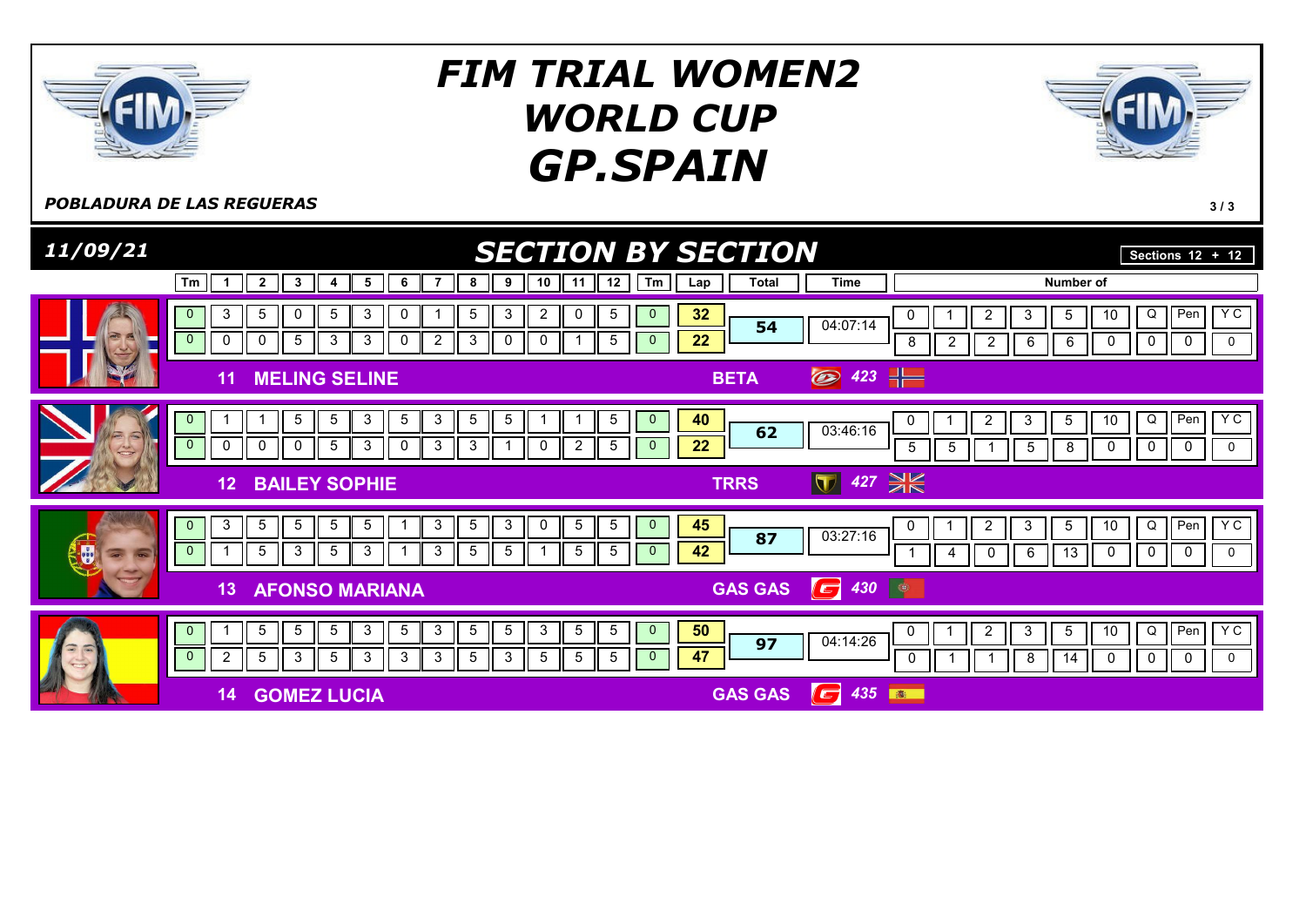# FIM TRIAL WOMEN2 WORLD CUP GP.SPAIN

***POBLADURA DE LAS REGUERAS***

***11/09/21***

## SECTION BY SECTION

Sections 12 + 12

| Rider | Tm | 1 | 2 | 3 | 4 | 5 | 6 | 7 | 8 | 9 | 10 | 11 | 12 | Tm | Lap | Total | Time | 0 | 1 | 2 | 3 | 5 | 10 | Q | Pen | Y C |
|---|---|---|---|---|---|---|---|---|---|---|---|---|---|---|---|---|---|---|---|---|---|---|---|---|---|---|
| 11 MELING SELINE — BETA — 423 | 0 | 3 | 5 | 0 | 5 | 3 | 0 | 1 | 5 | 3 | 2 | 0 | 5 | 0 | 32 | 54 | 04:07:14 | 8 | 2 | 2 | 6 | 6 | 0 | 0 | 0 | 0 |
| | 0 | 0 | 0 | 5 | 3 | 3 | 0 | 2 | 3 | 0 | 0 | 1 | 5 | 0 | 22 | | | | | | | | | | | |
| 12 BAILEY SOPHIE — TRRS — 427 | 0 | 1 | 1 | 5 | 5 | 3 | 5 | 3 | 5 | 5 | 1 | 1 | 5 | 0 | 40 | 62 | 03:46:16 | 5 | 5 | 1 | 5 | 8 | 0 | 0 | 0 | 0 |
| | 0 | 0 | 0 | 0 | 5 | 3 | 0 | 3 | 3 | 1 | 0 | 2 | 5 | 0 | 22 | | | | | | | | | | | |
| 13 AFONSO MARIANA — GAS GAS — 430 | 0 | 3 | 5 | 5 | 5 | 5 | 1 | 3 | 5 | 3 | 0 | 5 | 5 | 0 | 45 | 87 | 03:27:16 | 1 | 4 | 0 | 6 | 13 | 0 | 0 | 0 | 0 |
| | 0 | 1 | 5 | 3 | 5 | 3 | 1 | 3 | 5 | 5 | 1 | 5 | 5 | 0 | 42 | | | | | | | | | | | |
| 14 GOMEZ LUCIA — GAS GAS — 435 | 0 | 1 | 5 | 5 | 5 | 3 | 5 | 3 | 5 | 5 | 3 | 5 | 5 | 0 | 50 | 97 | 04:14:26 | 0 | 1 | 1 | 8 | 14 | 0 | 0 | 0 | 0 |
| | 0 | 2 | 5 | 3 | 5 | 3 | 3 | 3 | 5 | 3 | 5 | 5 | 5 | 0 | 47 | | | | | | | | | | | |